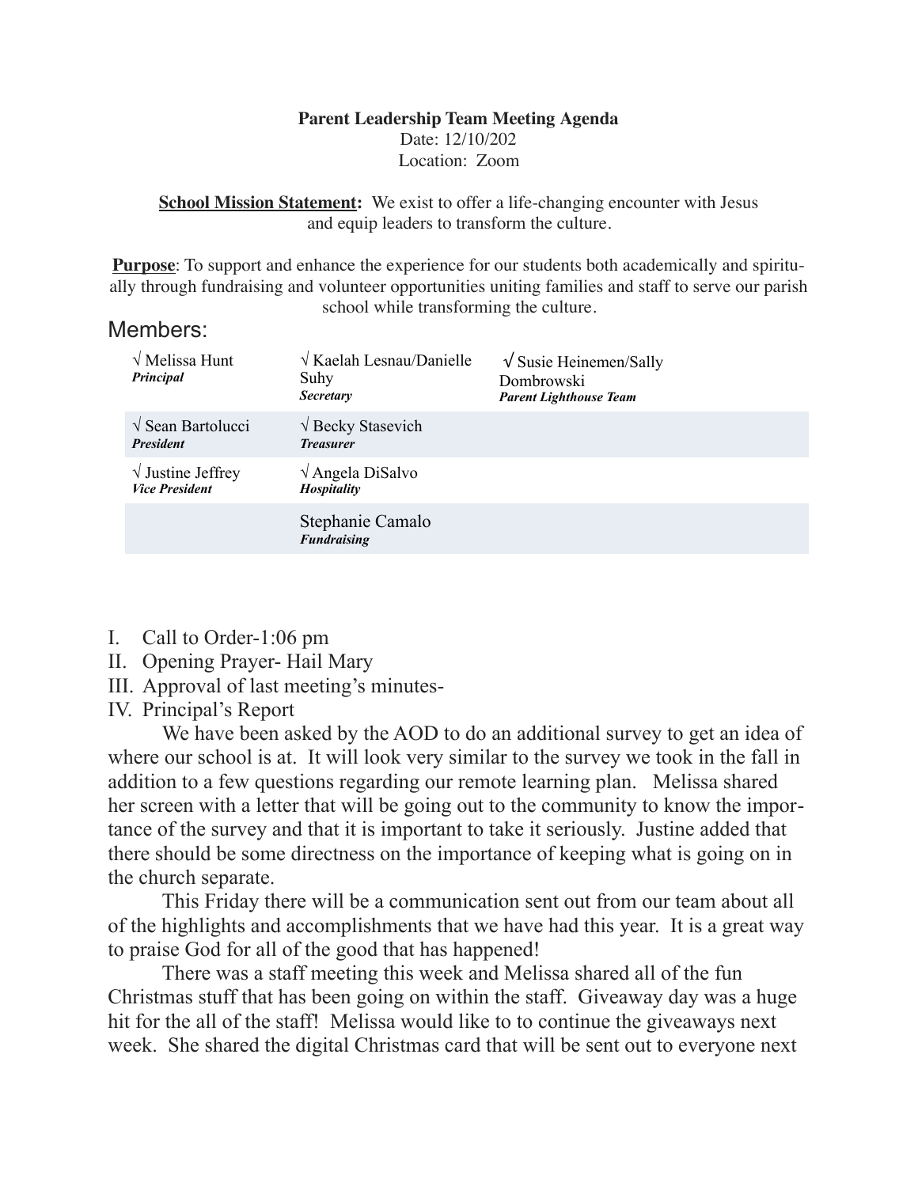**Parent Leadership Team Meeting Agenda**

Date: 12/10/202

Location: Zoom

**School Mission Statement:** We exist to offer a life-changing encounter with Jesus and equip leaders to transform the culture.

**Purpose**: To support and enhance the experience for our students both academically and spiritually through fundraising and volunteer opportunities uniting families and staff to serve our parish school while transforming the culture.

## Members:

| | | |
|---|---|---|
| √ Melissa Hunt<br>***Principal*** | √ Kaelah Lesnau/Danielle Suhy<br>***Secretary*** | √ Susie Heinemen/Sally Dombrowski<br>***Parent Lighthouse Team*** |
| √ Sean Bartolucci<br>***President*** | √ Becky Stasevich<br>***Treasurer*** | |
| √ Justine Jeffrey<br>***Vice President*** | √ Angela DiSalvo<br>***Hospitality*** | |
| | Stephanie Camalo<br>***Fundraising*** | |

I. Call to Order-1:06 pm

II. Opening Prayer- Hail Mary

III. Approval of last meeting's minutes-

IV. Principal's Report

We have been asked by the AOD to do an additional survey to get an idea of where our school is at. It will look very similar to the survey we took in the fall in addition to a few questions regarding our remote learning plan. Melissa shared her screen with a letter that will be going out to the community to know the importance of the survey and that it is important to take it seriously. Justine added that there should be some directness on the importance of keeping what is going on in the church separate.

This Friday there will be a communication sent out from our team about all of the highlights and accomplishments that we have had this year. It is a great way to praise God for all of the good that has happened!

There was a staff meeting this week and Melissa shared all of the fun Christmas stuff that has been going on within the staff. Giveaway day was a huge hit for the all of the staff! Melissa would like to to continue the giveaways next week. She shared the digital Christmas card that will be sent out to everyone next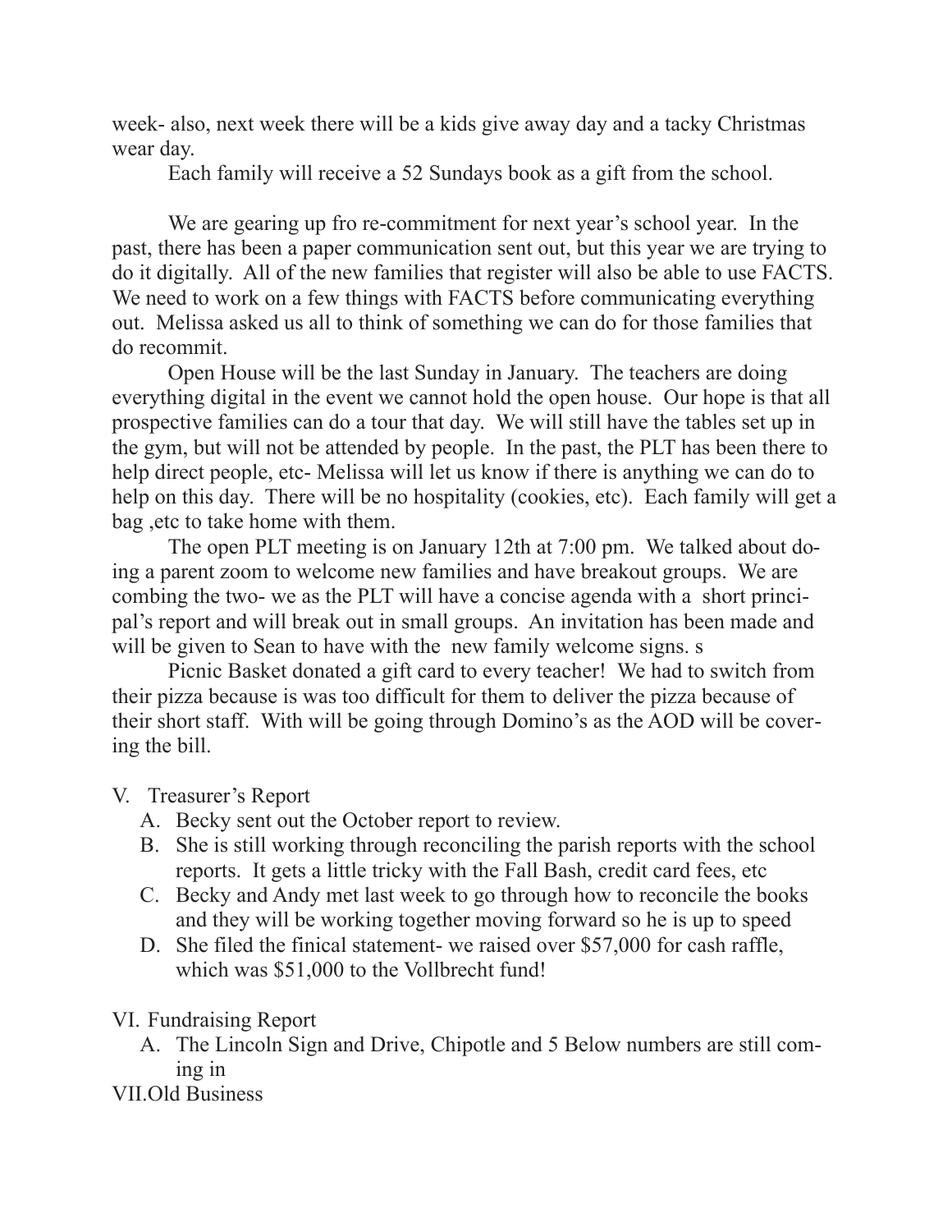week- also, next week there will be a kids give away day and a tacky Christmas wear day.

Each family will receive a 52 Sundays book as a gift from the school.

We are gearing up fro re-commitment for next year's school year. In the past, there has been a paper communication sent out, but this year we are trying to do it digitally. All of the new families that register will also be able to use FACTS. We need to work on a few things with FACTS before communicating everything out. Melissa asked us all to think of something we can do for those families that do recommit.

Open House will be the last Sunday in January. The teachers are doing everything digital in the event we cannot hold the open house. Our hope is that all prospective families can do a tour that day. We will still have the tables set up in the gym, but will not be attended by people. In the past, the PLT has been there to help direct people, etc- Melissa will let us know if there is anything we can do to help on this day. There will be no hospitality (cookies, etc). Each family will get a bag ,etc to take home with them.

The open PLT meeting is on January 12th at 7:00 pm. We talked about doing a parent zoom to welcome new families and have breakout groups. We are combing the two- we as the PLT will have a concise agenda with a short principal's report and will break out in small groups. An invitation has been made and will be given to Sean to have with the new family welcome signs. s

Picnic Basket donated a gift card to every teacher! We had to switch from their pizza because is was too difficult for them to deliver the pizza because of their short staff. With will be going through Domino's as the AOD will be covering the bill.

V. Treasurer's Report
   A. Becky sent out the October report to review.
   B. She is still working through reconciling the parish reports with the school reports. It gets a little tricky with the Fall Bash, credit card fees, etc
   C. Becky and Andy met last week to go through how to reconcile the books and they will be working together moving forward so he is up to speed
   D. She filed the finical statement- we raised over $57,000 for cash raffle, which was $51,000 to the Vollbrecht fund!

VI. Fundraising Report
   A. The Lincoln Sign and Drive, Chipotle and 5 Below numbers are still coming in

VII. Old Business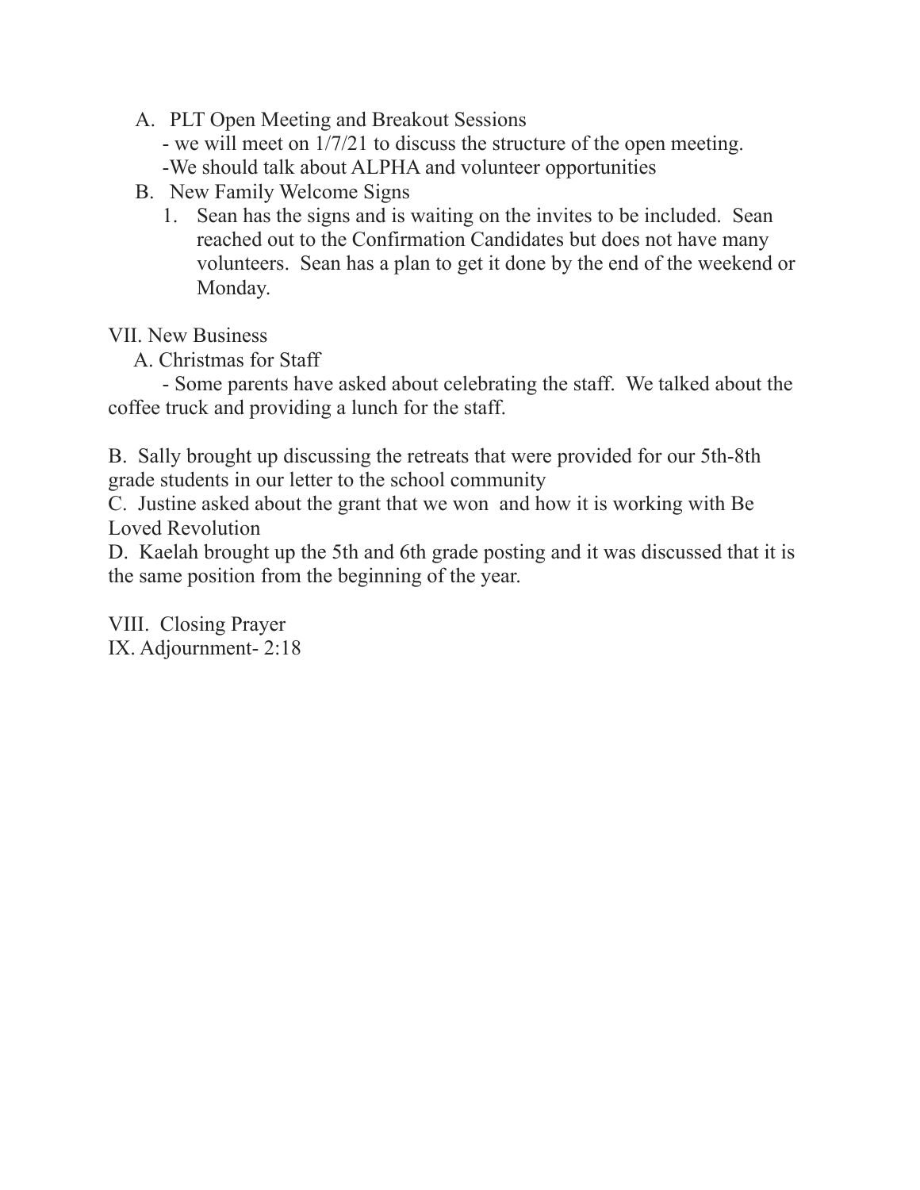A. PLT Open Meeting and Breakout Sessions
   - we will meet on 1/7/21 to discuss the structure of the open meeting.
   -We should talk about ALPHA and volunteer opportunities

B. New Family Welcome Signs
   1. Sean has the signs and is waiting on the invites to be included. Sean reached out to the Confirmation Candidates but does not have many volunteers. Sean has a plan to get it done by the end of the weekend or Monday.

VII. New Business

A. Christmas for Staff
   - Some parents have asked about celebrating the staff. We talked about the coffee truck and providing a lunch for the staff.

B. Sally brought up discussing the retreats that were provided for our 5th-8th grade students in our letter to the school community

C. Justine asked about the grant that we won and how it is working with Be Loved Revolution

D. Kaelah brought up the 5th and 6th grade posting and it was discussed that it is the same position from the beginning of the year.

VIII. Closing Prayer

IX. Adjournment- 2:18